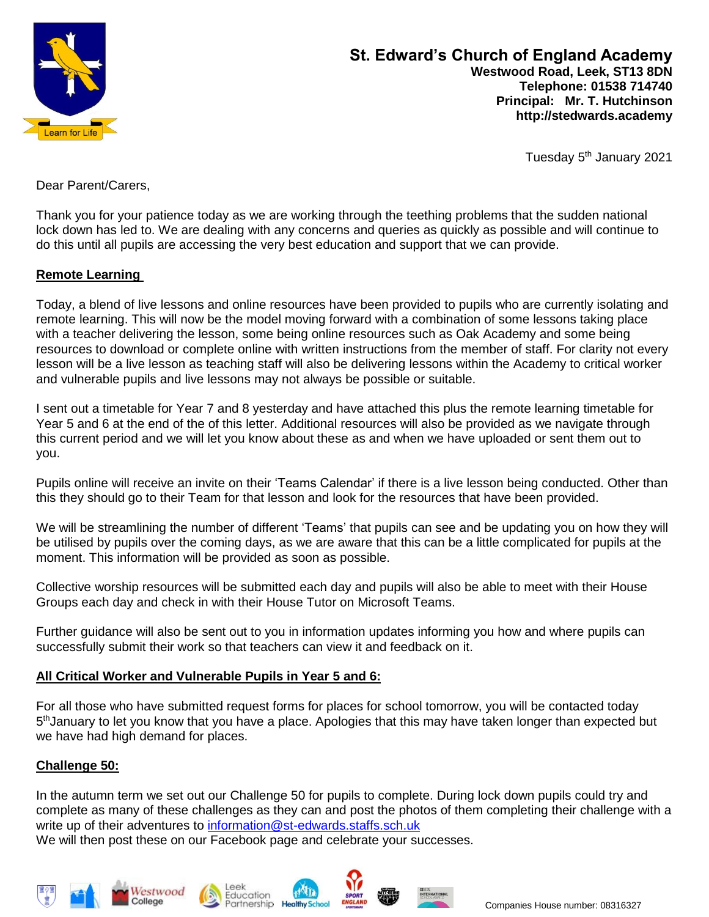**St. Edward's Church of England Academy**
**Westwood Road, Leek, ST13 8DN**
**Telephone: 01538 714740**
**Principal: Mr. T. Hutchinson**
**http://stedwards.academy**

Tuesday 5th January 2021

Dear Parent/Carers,

Thank you for your patience today as we are working through the teething problems that the sudden national lock down has led to. We are dealing with any concerns and queries as quickly as possible and will continue to do this until all pupils are accessing the very best education and support that we can provide.

## Remote Learning

Today, a blend of live lessons and online resources have been provided to pupils who are currently isolating and remote learning. This will now be the model moving forward with a combination of some lessons taking place with a teacher delivering the lesson, some being online resources such as Oak Academy and some being resources to download or complete online with written instructions from the member of staff. For clarity not every lesson will be a live lesson as teaching staff will also be delivering lessons within the Academy to critical worker and vulnerable pupils and live lessons may not always be possible or suitable.

I sent out a timetable for Year 7 and 8 yesterday and have attached this plus the remote learning timetable for Year 5 and 6 at the end of the of this letter. Additional resources will also be provided as we navigate through this current period and we will let you know about these as and when we have uploaded or sent them out to you.

Pupils online will receive an invite on their 'Teams Calendar' if there is a live lesson being conducted. Other than this they should go to their Team for that lesson and look for the resources that have been provided.

We will be streamlining the number of different 'Teams' that pupils can see and be updating you on how they will be utilised by pupils over the coming days, as we are aware that this can be a little complicated for pupils at the moment. This information will be provided as soon as possible.

Collective worship resources will be submitted each day and pupils will also be able to meet with their House Groups each day and check in with their House Tutor on Microsoft Teams.

Further guidance will also be sent out to you in information updates informing you how and where pupils can successfully submit their work so that teachers can view it and feedback on it.

## All Critical Worker and Vulnerable Pupils in Year 5 and 6:

For all those who have submitted request forms for places for school tomorrow, you will be contacted today 5th January to let you know that you have a place. Apologies that this may have taken longer than expected but we have had high demand for places.

## Challenge 50:

In the autumn term we set out our Challenge 50 for pupils to complete. During lock down pupils could try and complete as many of these challenges as they can and post the photos of them completing their challenge with a write up of their adventures to information@st-edwards.staffs.sch.uk
We will then post these on our Facebook page and celebrate your successes.

Companies House number: 08316327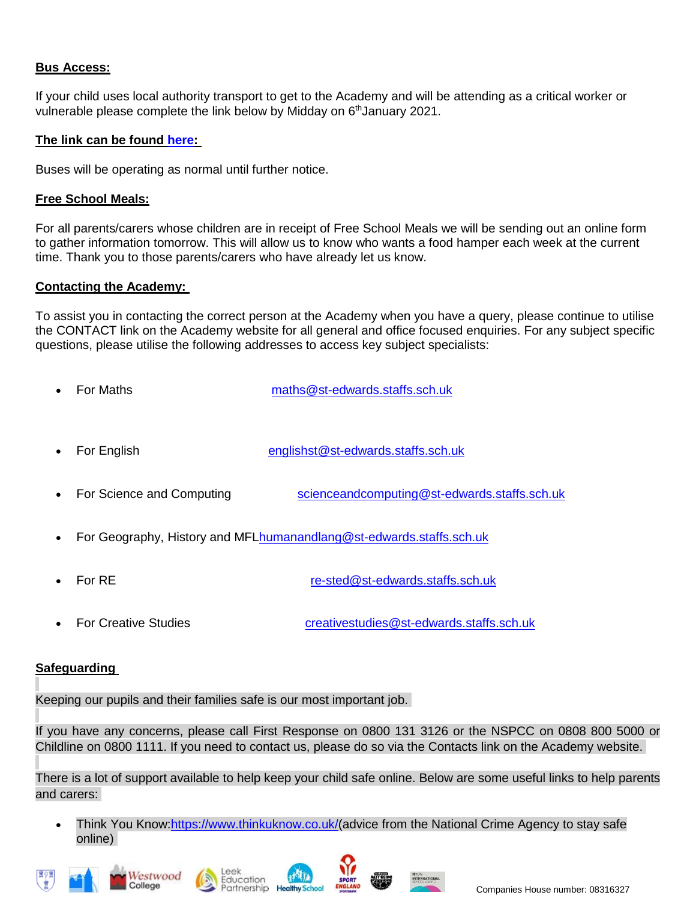**Bus Access:**

If your child uses local authority transport to get to the Academy and will be attending as a critical worker or vulnerable please complete the link below by Midday on 6th January 2021.

**The link can be found here:**

Buses will be operating as normal until further notice.

**Free School Meals:**

For all parents/carers whose children are in receipt of Free School Meals we will be sending out an online form to gather information tomorrow. This will allow us to know who wants a food hamper each week at the current time. Thank you to those parents/carers who have already let us know.

**Contacting the Academy:**

To assist you in contacting the correct person at the Academy when you have a query, please continue to utilise the CONTACT link on the Academy website for all general and office focused enquiries. For any subject specific questions, please utilise the following addresses to access key subject specialists:

- For Maths maths@st-edwards.staffs.sch.uk
- For English englishst@st-edwards.staffs.sch.uk
- For Science and Computing scienceandcomputing@st-edwards.staffs.sch.uk
- For Geography, History and MFL humanandlang@st-edwards.staffs.sch.uk
- For RE re-sted@st-edwards.staffs.sch.uk
- For Creative Studies creativestudies@st-edwards.staffs.sch.uk

**Safeguarding**

Keeping our pupils and their families safe is our most important job.

If you have any concerns, please call First Response on 0800 131 3126 or the NSPCC on 0808 800 5000 or Childline on 0800 1111. If you need to contact us, please do so via the Contacts link on the Academy website.

There is a lot of support available to help keep your child safe online. Below are some useful links to help parents and carers:

- Think You Know: https://www.thinkuknow.co.uk/ (advice from the National Crime Agency to stay safe online)

Companies House number: 08316327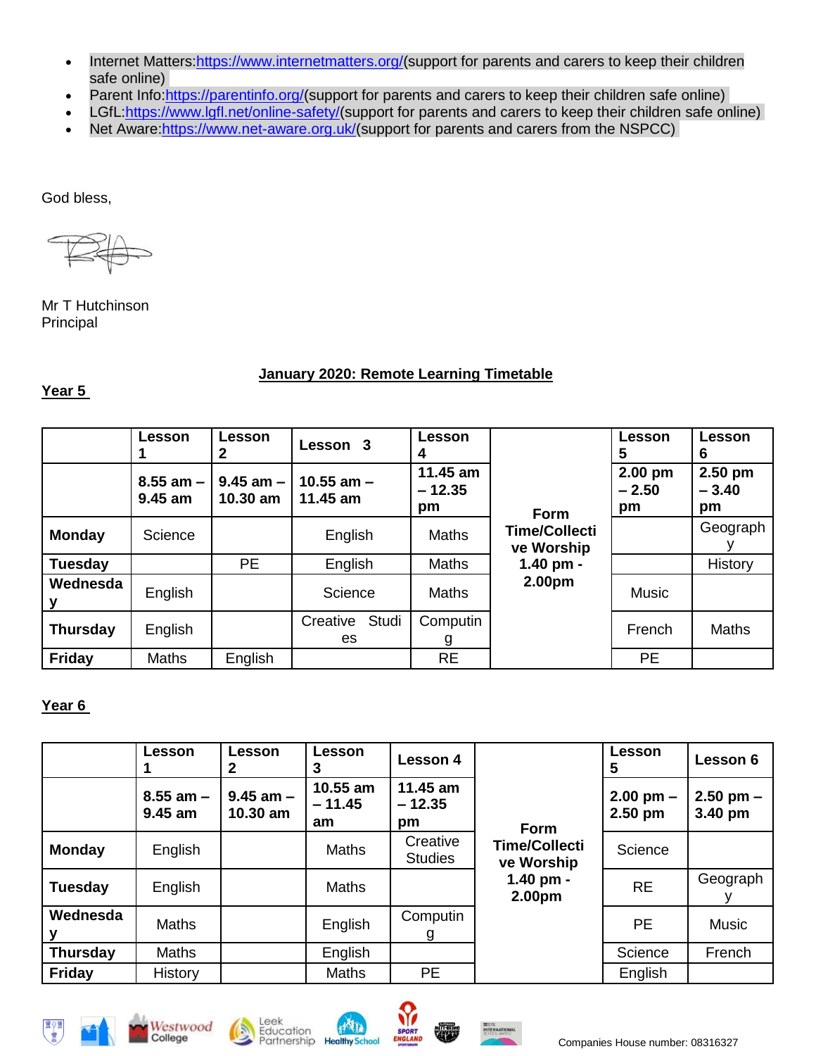- Internet Matters:https://www.internetmatters.org/(support for parents and carers to keep their children safe online)
- Parent Info:https://parentinfo.org/(support for parents and carers to keep their children safe online)
- LGfL:https://www.lgfl.net/online-safety/(support for parents and carers to keep their children safe online)
- Net Aware:https://www.net-aware.org.uk/(support for parents and carers from the NSPCC)

God bless,

Mr T Hutchinson
Principal

## January 2020: Remote Learning Timetable

**Year 5**

| | **Lesson 1** | **Lesson 2** | **Lesson 3** | **Lesson 4** | | **Lesson 5** | **Lesson 6** |
|---|---|---|---|---|---|---|---|
| | **8.55 am – 9.45 am** | **9.45 am – 10.30 am** | **10.55 am – 11.45 am** | **11.45 am – 12.35 pm** | **Form Time/Collective Worship 1.40 pm - 2.00pm** | **2.00 pm – 2.50 pm** | **2.50 pm – 3.40 pm** |
| **Monday** | Science | | English | Maths | | | Geography |
| **Tuesday** | | PE | English | Maths | | | History |
| **Wednesday** | English | | Science | Maths | | Music | |
| **Thursday** | English | | Creative Studies | Computing | | French | Maths |
| **Friday** | Maths | English | | RE | | PE | |

**Year 6**

| | **Lesson 1** | **Lesson 2** | **Lesson 3** | **Lesson 4** | | **Lesson 5** | **Lesson 6** |
|---|---|---|---|---|---|---|---|
| | **8.55 am – 9.45 am** | **9.45 am – 10.30 am** | **10.55 am – 11.45 am** | **11.45 am – 12.35 pm** | **Form Time/Collective Worship 1.40 pm - 2.00pm** | **2.00 pm – 2.50 pm** | **2.50 pm – 3.40 pm** |
| **Monday** | English | | Maths | Creative Studies | | Science | |
| **Tuesday** | English | | Maths | | | RE | Geography |
| **Wednesday** | Maths | | English | Computing | | PE | Music |
| **Thursday** | Maths | | English | | | Science | French |
| **Friday** | History | | Maths | PE | | English | |

Companies House number: 08316327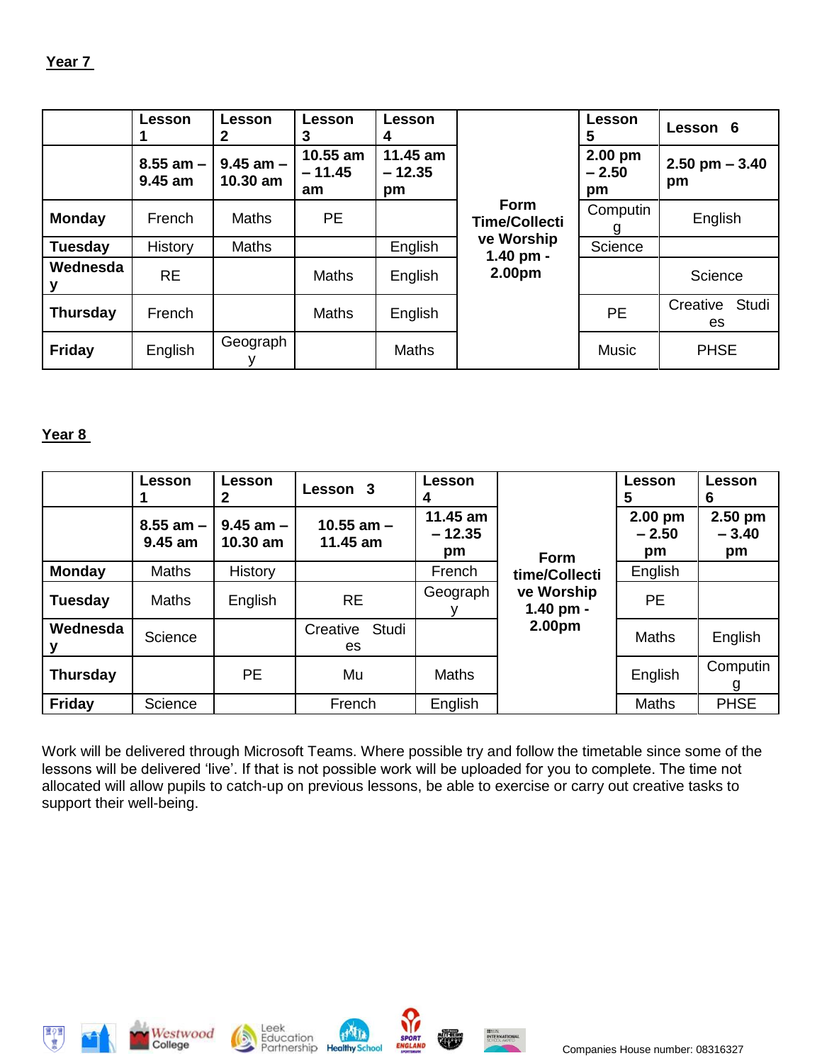**Year 7**

| | Lesson 1 | Lesson 2 | Lesson 3 | Lesson 4 | | Lesson 5 | Lesson 6 |
|---|---|---|---|---|---|---|---|
| | 8.55 am – 9.45 am | 9.45 am – 10.30 am | 10.55 am – 11.45 am | 11.45 am – 12.35 pm | | 2.00 pm – 2.50 pm | 2.50 pm – 3.40 pm |
| **Monday** | French | Maths | PE | | **Form Time/Collective Worship 1.40 pm - 2.00pm** | Computing | English |
| **Tuesday** | History | Maths | | English | | Science | |
| **Wednesday** | RE | | Maths | English | | | Science |
| **Thursday** | French | | Maths | English | | PE | Creative Studies |
| **Friday** | English | Geography | | Maths | | Music | PHSE |

**Year 8**

| | Lesson 1 | Lesson 2 | Lesson 3 | Lesson 4 | | Lesson 5 | Lesson 6 |
|---|---|---|---|---|---|---|---|
| | 8.55 am – 9.45 am | 9.45 am – 10.30 am | 10.55 am – 11.45 am | 11.45 am – 12.35 pm | | 2.00 pm – 2.50 pm | 2.50 pm – 3.40 pm |
| **Monday** | Maths | History | | French | **Form time/Collective Worship 1.40 pm - 2.00pm** | English | |
| **Tuesday** | Maths | English | RE | Geography | | PE | |
| **Wednesday** | Science | | Creative Studies | | | Maths | English |
| **Thursday** | | PE | Mu | Maths | | English | Computing |
| **Friday** | Science | | French | English | | Maths | PHSE |

Work will be delivered through Microsoft Teams. Where possible try and follow the timetable since some of the lessons will be delivered 'live'. If that is not possible work will be uploaded for you to complete. The time not allocated will allow pupils to catch-up on previous lessons, be able to exercise or carry out creative tasks to support their well-being.

Companies House number: 08316327